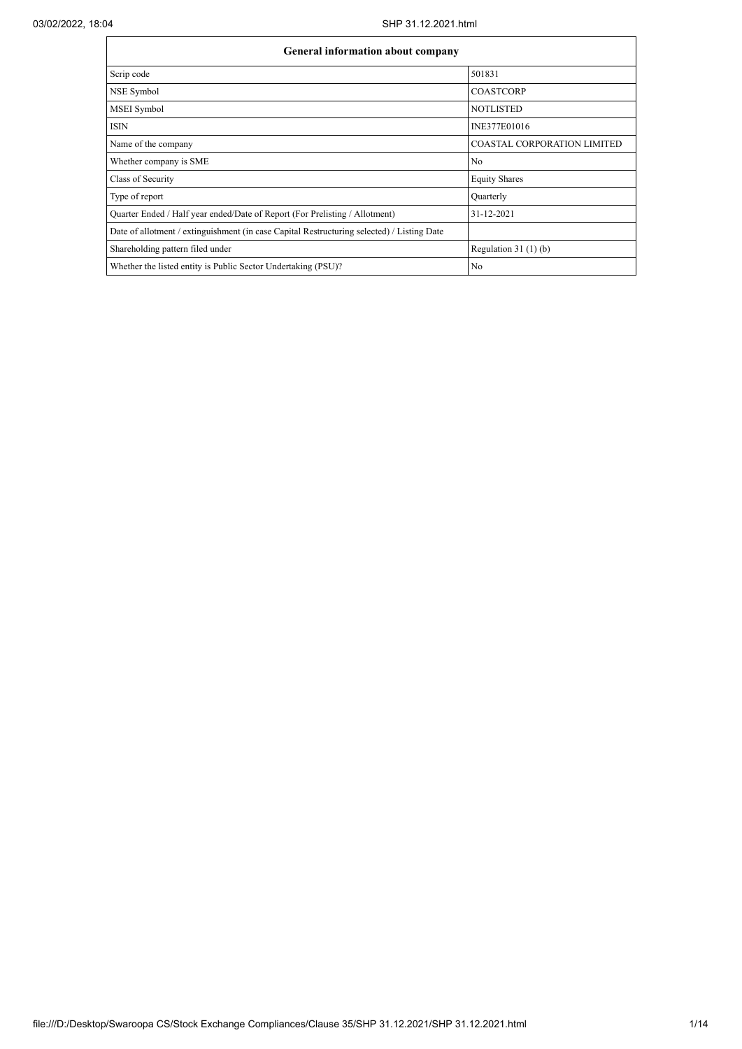| General information about company | |
|---|---|
| Scrip code | 501831 |
| NSE Symbol | COASTCORP |
| MSEI Symbol | NOTLISTED |
| ISIN | INE377E01016 |
| Name of the company | COASTAL CORPORATION LIMITED |
| Whether company is SME | No |
| Class of Security | Equity Shares |
| Type of report | Quarterly |
| Quarter Ended / Half year ended/Date of Report (For Prelisting / Allotment) | 31-12-2021 |
| Date of allotment / extinguishment (in case Capital Restructuring selected) / Listing Date | |
| Shareholding pattern filed under | Regulation 31 (1) (b) |
| Whether the listed entity is Public Sector Undertaking (PSU)? | No |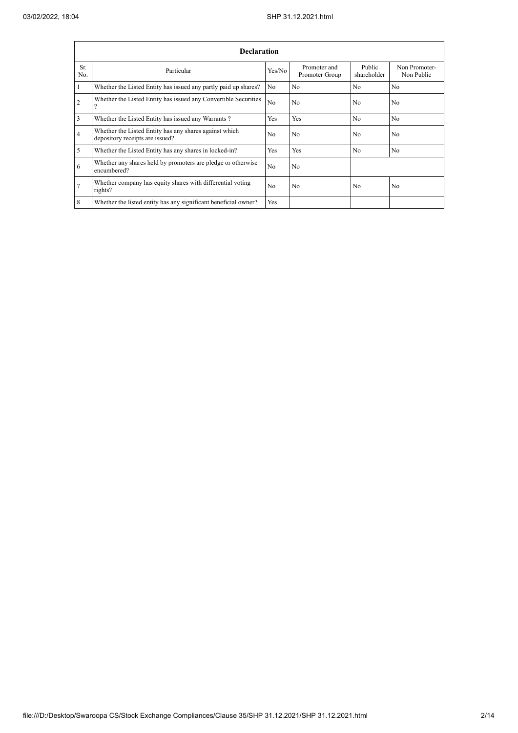| Declaration | | | | | |
|---|---|---|---|---|---|
| Sr. No. | Particular | Yes/No | Promoter and Promoter Group | Public shareholder | Non Promoter- Non Public |
| 1 | Whether the Listed Entity has issued any partly paid up shares? | No | No | No | No |
| 2 | Whether the Listed Entity has issued any Convertible Securities ? | No | No | No | No |
| 3 | Whether the Listed Entity has issued any Warrants ? | Yes | Yes | No | No |
| 4 | Whether the Listed Entity has any shares against which depository receipts are issued? | No | No | No | No |
| 5 | Whether the Listed Entity has any shares in locked-in? | Yes | Yes | No | No |
| 6 | Whether any shares held by promoters are pledge or otherwise encumbered? | No | No | | |
| 7 | Whether company has equity shares with differential voting rights? | No | No | No | No |
| 8 | Whether the listed entity has any significant beneficial owner? | Yes | | | |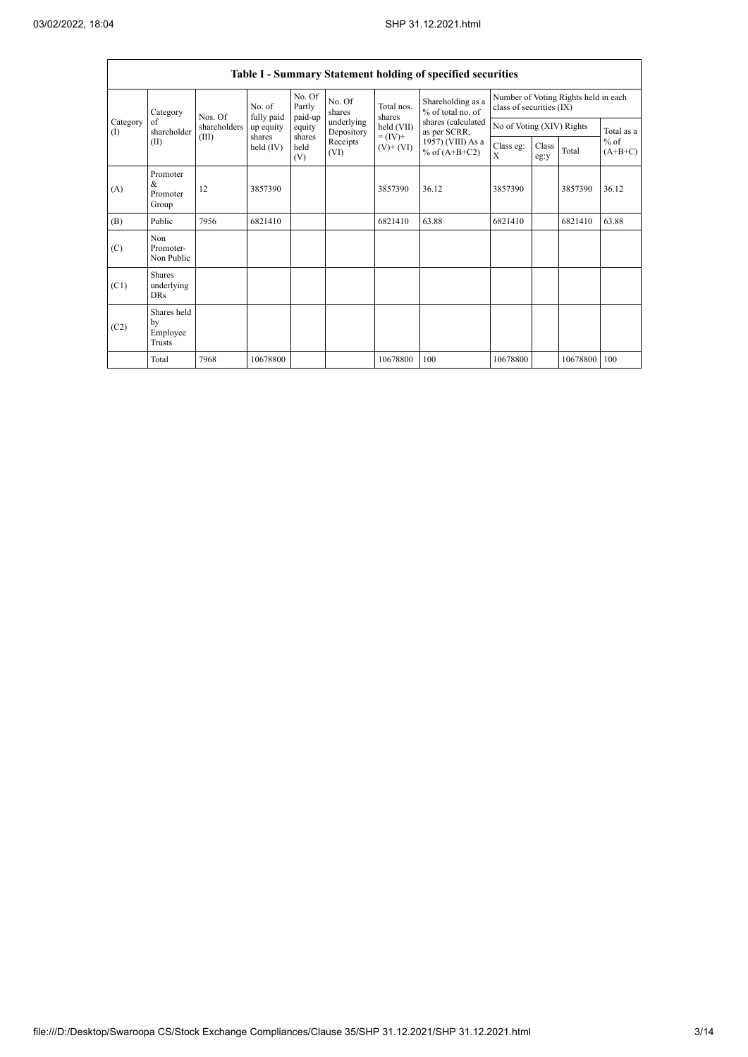## Table I - Summary Statement holding of specified securities

| Category (I) | Category of shareholder (II) | Nos. Of shareholders (III) | No. of fully paid up equity shares held (IV) | No. Of Partly paid-up equity shares held (V) | No. Of shares underlying Depository Receipts (VI) | Total nos. shares held (VII) = (IV)+ (V)+ (VI) | Shareholding as a % of total no. of shares (calculated as per SCRR, 1957) (VIII) As a % of (A+B+C2) | Number of Voting Rights held in each class of securities (IX) | | | |
|---|---|---|---|---|---|---|---|---|---|---|---|
| | | | | | | | | No of Voting (XIV) Rights | | | Total as a % of (A+B+C) |
| | | | | | | | | Class eg: X | Class eg:y | Total | |
| (A) | Promoter & Promoter Group | 12 | 3857390 | | | 3857390 | 36.12 | 3857390 | | 3857390 | 36.12 |
| (B) | Public | 7956 | 6821410 | | | 6821410 | 63.88 | 6821410 | | 6821410 | 63.88 |
| (C) | Non Promoter- Non Public | | | | | | | | | | |
| (C1) | Shares underlying DRs | | | | | | | | | | |
| (C2) | Shares held by Employee Trusts | | | | | | | | | | |
| | Total | 7968 | 10678800 | | | 10678800 | 100 | 10678800 | | 10678800 | 100 |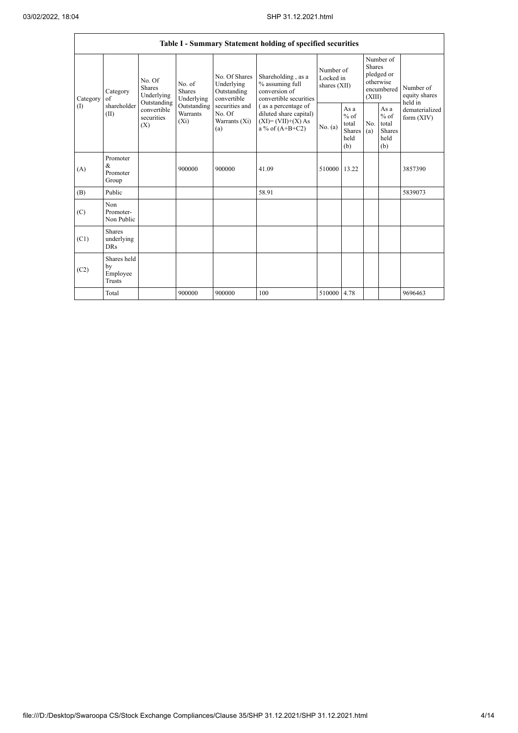| Table I - Summary Statement holding of specified securities | | | | | | | | | | | |
|---|---|---|---|---|---|---|---|---|---|---|---|
| Category (I) | Category of shareholder (II) | No. Of Shares Underlying Outstanding convertible securities (X) | No. of Shares Underlying Outstanding Warrants (Xi) | No. Of Shares Underlying Outstanding convertible securities and No. Of Warrants (Xi) (a) | Shareholding , as a % assuming full conversion of convertible securities ( as a percentage of diluted share capital) (XI)= (VII)+(X) As a % of (A+B+C2) | Number of Locked in shares (XII) | | Number of Shares pledged or otherwise encumbered (XIII) | | Number of equity shares held in dematerialized form (XIV) |
| | | | | | | No. (a) | As a % of total Shares held (b) | No. (a) | As a % of total Shares held (b) | |
| (A) | Promoter & Promoter Group | | 900000 | 900000 | 41.09 | 510000 | 13.22 | | | 3857390 |
| (B) | Public | | | | 58.91 | | | | | 5839073 |
| (C) | Non Promoter- Non Public | | | | | | | | | |
| (C1) | Shares underlying DRs | | | | | | | | | |
| (C2) | Shares held by Employee Trusts | | | | | | | | | |
| | Total | | 900000 | 900000 | 100 | 510000 | 4.78 | | | 9696463 |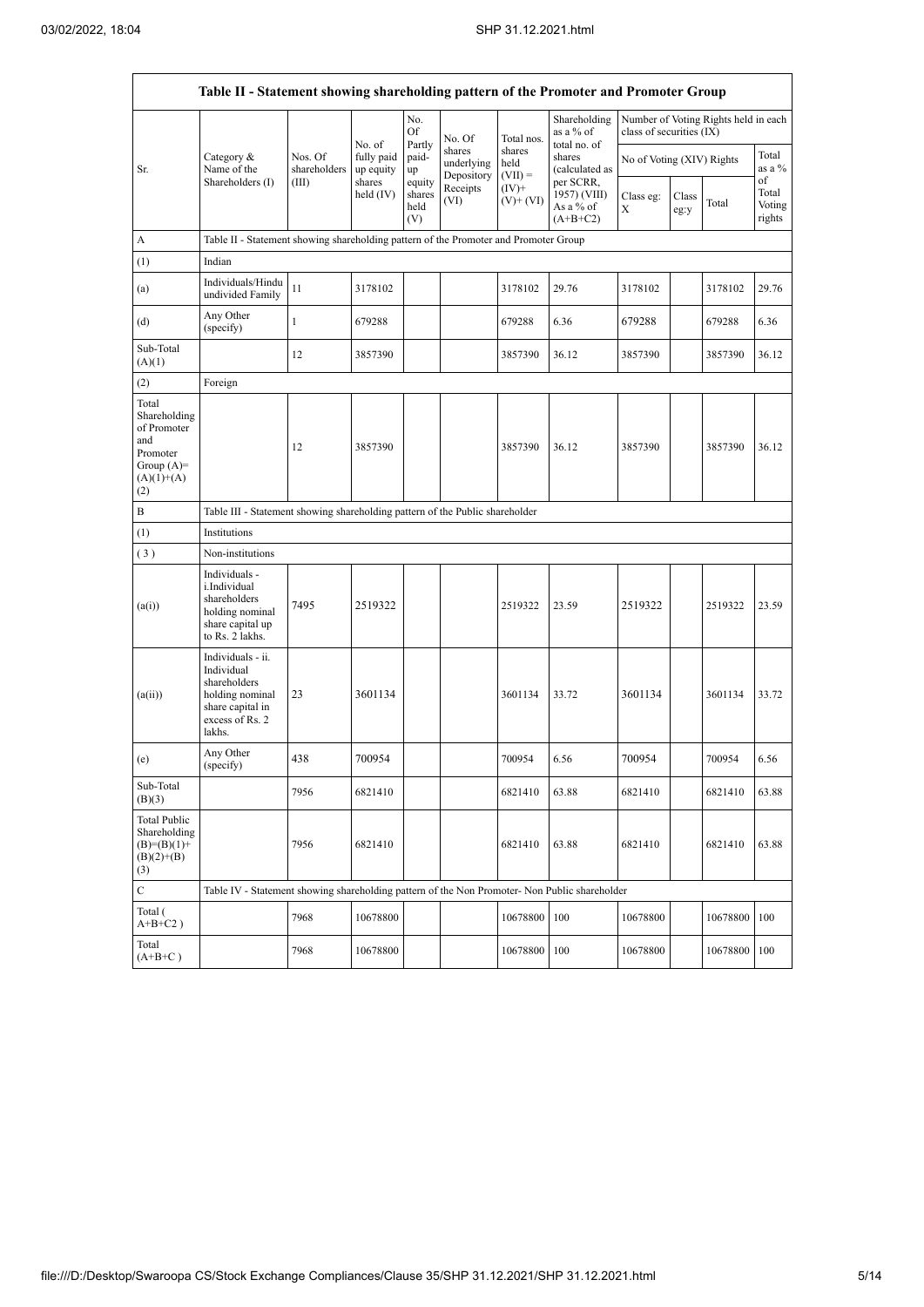| Table II - Statement showing shareholding pattern of the Promoter and Promoter Group | | | | | | | | | | | |
|---|---|---|---|---|---|---|---|---|---|---|---|
| Sr. | Category & Name of the Shareholders (I) | Nos. Of shareholders (III) | No. of fully paid up equity shares held (IV) | No. Of Partly paid-up equity shares held (V) | No. Of shares underlying Depository Receipts (VI) | Total nos. shares held (VII) = (IV)+ (V)+ (VI) | Shareholding as a % of total no. of shares (calculated as per SCRR, 1957) (VIII) As a % of (A+B+C2) | Number of Voting Rights held in each class of securities (IX) | | | |
| | | | | | | | | No of Voting (XIV) Rights | | | Total as a % of Total Voting rights |
| | | | | | | | | Class eg: X | Class eg:y | Total | |
| A | Table II - Statement showing shareholding pattern of the Promoter and Promoter Group | | | | | | | | | | |
| (1) | Indian | | | | | | | | | | |
| (a) | Individuals/Hindu undivided Family | 11 | 3178102 | | | 3178102 | 29.76 | 3178102 | | 3178102 | 29.76 |
| (d) | Any Other (specify) | 1 | 679288 | | | 679288 | 6.36 | 679288 | | 679288 | 6.36 |
| Sub-Total (A)(1) | | 12 | 3857390 | | | 3857390 | 36.12 | 3857390 | | 3857390 | 36.12 |
| (2) | Foreign | | | | | | | | | | |
| Total Shareholding of Promoter and Promoter Group (A)= (A)(1)+(A)(2) | | 12 | 3857390 | | | 3857390 | 36.12 | 3857390 | | 3857390 | 36.12 |
| B | Table III - Statement showing shareholding pattern of the Public shareholder | | | | | | | | | | |
| (1) | Institutions | | | | | | | | | | |
| (3) | Non-institutions | | | | | | | | | | |
| (a(i)) | Individuals - i.Individual shareholders holding nominal share capital up to Rs. 2 lakhs. | 7495 | 2519322 | | | 2519322 | 23.59 | 2519322 | | 2519322 | 23.59 |
| (a(ii)) | Individuals - ii. Individual shareholders holding nominal share capital in excess of Rs. 2 lakhs. | 23 | 3601134 | | | 3601134 | 33.72 | 3601134 | | 3601134 | 33.72 |
| (e) | Any Other (specify) | 438 | 700954 | | | 700954 | 6.56 | 700954 | | 700954 | 6.56 |
| Sub-Total (B)(3) | | 7956 | 6821410 | | | 6821410 | 63.88 | 6821410 | | 6821410 | 63.88 |
| Total Public Shareholding (B)=(B)(1)+(B)(2)+(B)(3) | | 7956 | 6821410 | | | 6821410 | 63.88 | 6821410 | | 6821410 | 63.88 |
| C | Table IV - Statement showing shareholding pattern of the Non Promoter- Non Public shareholder | | | | | | | | | | |
| Total ( A+B+C2 ) | | 7968 | 10678800 | | | 10678800 | 100 | 10678800 | | 10678800 | 100 |
| Total (A+B+C ) | | 7968 | 10678800 | | | 10678800 | 100 | 10678800 | | 10678800 | 100 |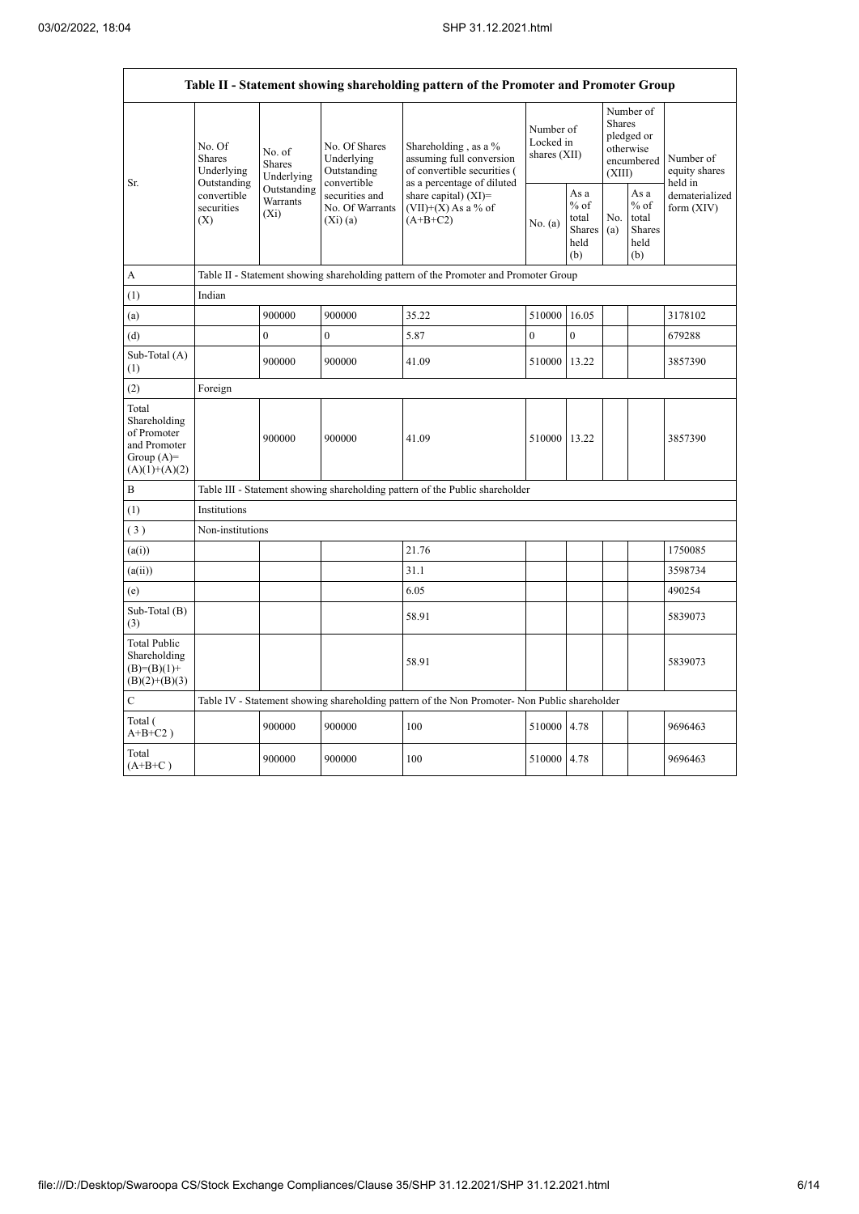| Table II - Statement showing shareholding pattern of the Promoter and Promoter Group | | | | | | | | | |
|---|---|---|---|---|---|---|---|---|---|
| Sr. | No. Of Shares Underlying Outstanding convertible securities (X) | No. of Shares Underlying Outstanding Warrants (Xi) | No. Of Shares Underlying Outstanding convertible securities and No. Of Warrants (Xi) (a) | Shareholding , as a % assuming full conversion of convertible securities ( as a percentage of diluted share capital) (XI)= (VII)+(X) As a % of (A+B+C2) | Number of Locked in shares (XII) | | Number of Shares pledged or otherwise encumbered (XIII) | | Number of equity shares held in dematerialized form (XIV) |
| | | | | | No. (a) | As a % of total Shares held (b) | No. (a) | As a % of total Shares held (b) | |
| A | Table II - Statement showing shareholding pattern of the Promoter and Promoter Group | | | | | | | | |
| (1) | Indian | | | | | | | | |
| (a) | | 900000 | 900000 | 35.22 | 510000 | 16.05 | | | 3178102 |
| (d) | | 0 | 0 | 5.87 | 0 | 0 | | | 679288 |
| Sub-Total (A) (1) | | 900000 | 900000 | 41.09 | 510000 | 13.22 | | | 3857390 |
| (2) | Foreign | | | | | | | | |
| Total Shareholding of Promoter and Promoter Group (A)= (A)(1)+(A)(2) | | 900000 | 900000 | 41.09 | 510000 | 13.22 | | | 3857390 |
| B | Table III - Statement showing shareholding pattern of the Public shareholder | | | | | | | | |
| (1) | Institutions | | | | | | | | |
| (3) | Non-institutions | | | | | | | | |
| (a(i)) | | | | 21.76 | | | | | 1750085 |
| (a(ii)) | | | | 31.1 | | | | | 3598734 |
| (e) | | | | 6.05 | | | | | 490254 |
| Sub-Total (B) (3) | | | | 58.91 | | | | | 5839073 |
| Total Public Shareholding (B)=(B)(1)+ (B)(2)+(B)(3) | | | | 58.91 | | | | | 5839073 |
| C | Table IV - Statement showing shareholding pattern of the Non Promoter- Non Public shareholder | | | | | | | | |
| Total ( A+B+C2 ) | | 900000 | 900000 | 100 | 510000 | 4.78 | | | 9696463 |
| Total (A+B+C ) | | 900000 | 900000 | 100 | 510000 | 4.78 | | | 9696463 |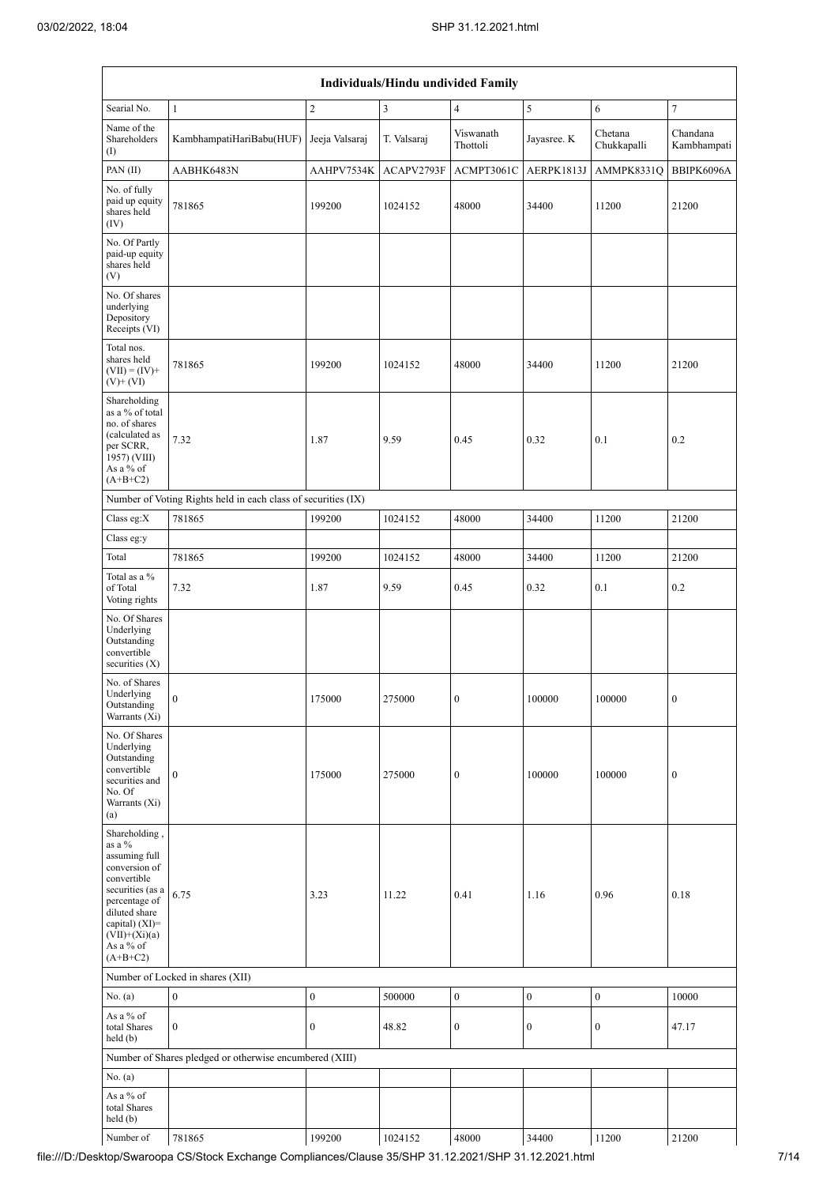| Individuals/Hindu undivided Family | | | | | | | |
|---|---|---|---|---|---|---|---|
| Searial No. | 1 | 2 | 3 | 4 | 5 | 6 | 7 |
| Name of the Shareholders (I) | KambhampatiHariBabu(HUF) | Jeeja Valsaraj | T. Valsaraj | Viswanath Thottoli | Jayasree. K | Chetana Chukkapalli | Chandana Kambhampati |
| PAN (II) | AABHK6483N | AAHPV7534K | ACAPV2793F | ACMPT3061C | AERPK1813J | AMMPK8331Q | BBIPK6096A |
| No. of fully paid up equity shares held (IV) | 781865 | 199200 | 1024152 | 48000 | 34400 | 11200 | 21200 |
| No. Of Partly paid-up equity shares held (V) | | | | | | | |
| No. Of shares underlying Depository Receipts (VI) | | | | | | | |
| Total nos. shares held (VII) = (IV)+ (V)+ (VI) | 781865 | 199200 | 1024152 | 48000 | 34400 | 11200 | 21200 |
| Shareholding as a % of total no. of shares (calculated as per SCRR, 1957) (VIII) As a % of (A+B+C2) | 7.32 | 1.87 | 9.59 | 0.45 | 0.32 | 0.1 | 0.2 |
| Number of Voting Rights held in each class of securities (IX) | | | | | | | |
| Class eg:X | 781865 | 199200 | 1024152 | 48000 | 34400 | 11200 | 21200 |
| Class eg:y | | | | | | | |
| Total | 781865 | 199200 | 1024152 | 48000 | 34400 | 11200 | 21200 |
| Total as a % of Total Voting rights | 7.32 | 1.87 | 9.59 | 0.45 | 0.32 | 0.1 | 0.2 |
| No. Of Shares Underlying Outstanding convertible securities (X) | | | | | | | |
| No. of Shares Underlying Outstanding Warrants (Xi) | 0 | 175000 | 275000 | 0 | 100000 | 100000 | 0 |
| No. Of Shares Underlying Outstanding convertible securities and No. Of Warrants (Xi) (a) | 0 | 175000 | 275000 | 0 | 100000 | 100000 | 0 |
| Shareholding , as a % assuming full conversion of convertible securities (as a percentage of diluted share capital) (XI)= (VII)+(Xi)(a) As a % of (A+B+C2) | 6.75 | 3.23 | 11.22 | 0.41 | 1.16 | 0.96 | 0.18 |
| Number of Locked in shares (XII) | | | | | | | |
| No. (a) | 0 | 0 | 500000 | 0 | 0 | 0 | 10000 |
| As a % of total Shares held (b) | 0 | 0 | 48.82 | 0 | 0 | 0 | 47.17 |
| Number of Shares pledged or otherwise encumbered (XIII) | | | | | | | |
| No. (a) | | | | | | | |
| As a % of total Shares held (b) | | | | | | | |
| Number of | 781865 | 199200 | 1024152 | 48000 | 34400 | 11200 | 21200 |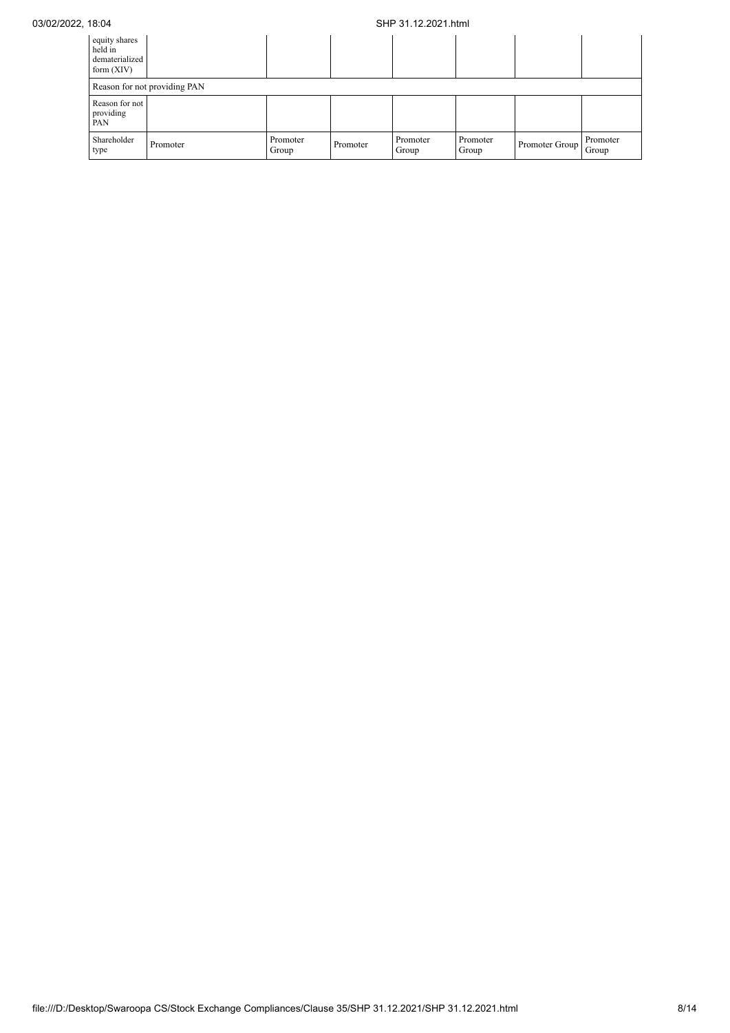| equity shares held in dematerialized form (XIV) | | | | | | | |
|---|---|---|---|---|---|---|---|
| Reason for not providing PAN | | | | | | | |
| Reason for not providing PAN | | | | | | | |
| Shareholder type | Promoter | Promoter Group | Promoter | Promoter Group | Promoter Group | Promoter Group | Promoter Group |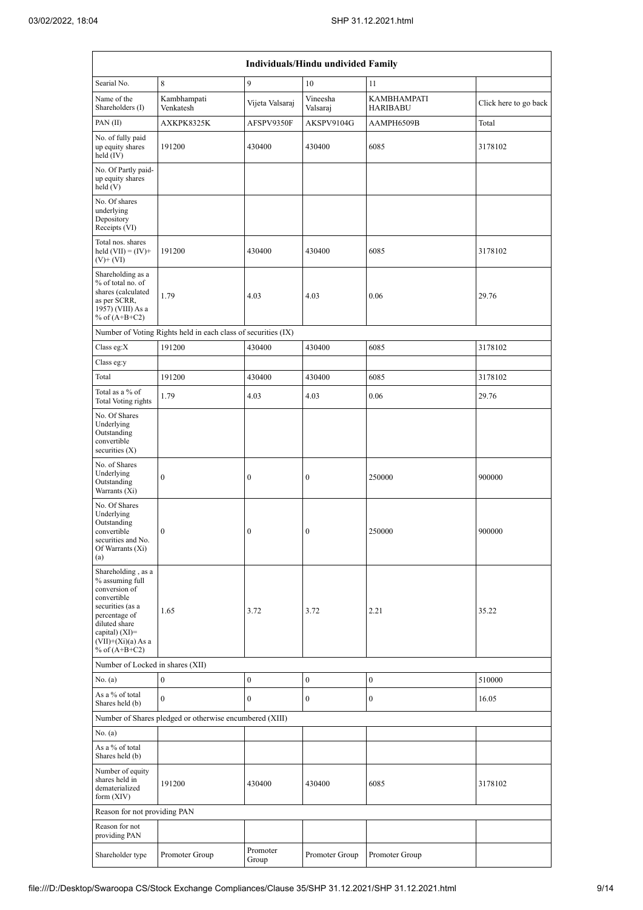| Individuals/Hindu undivided Family | | | | | |
|---|---|---|---|---|---|
| Searial No. | 8 | 9 | 10 | 11 | |
| Name of the Shareholders (I) | Kambhampati Venkatesh | Vijeta Valsaraj | Vineesha Valsaraj | KAMBHAMPATI HARIBABU | Click here to go back |
| PAN (II) | AXKPK8325K | AFSPV9350F | AKSPV9104G | AAMPH6509B | Total |
| No. of fully paid up equity shares held (IV) | 191200 | 430400 | 430400 | 6085 | 3178102 |
| No. Of Partly paid-up equity shares held (V) | | | | | |
| No. Of shares underlying Depository Receipts (VI) | | | | | |
| Total nos. shares held (VII) = (IV)+(V)+ (VI) | 191200 | 430400 | 430400 | 6085 | 3178102 |
| Shareholding as a % of total no. of shares (calculated as per SCRR, 1957) (VIII) As a % of (A+B+C2) | 1.79 | 4.03 | 4.03 | 0.06 | 29.76 |
| Number of Voting Rights held in each class of securities (IX) | | | | | |
| Class eg:X | 191200 | 430400 | 430400 | 6085 | 3178102 |
| Class eg:y | | | | | |
| Total | 191200 | 430400 | 430400 | 6085 | 3178102 |
| Total as a % of Total Voting rights | 1.79 | 4.03 | 4.03 | 0.06 | 29.76 |
| No. Of Shares Underlying Outstanding convertible securities (X) | | | | | |
| No. of Shares Underlying Outstanding Warrants (Xi) | 0 | 0 | 0 | 250000 | 900000 |
| No. Of Shares Underlying Outstanding convertible securities and No. Of Warrants (Xi) (a) | 0 | 0 | 0 | 250000 | 900000 |
| Shareholding , as a % assuming full conversion of convertible securities (as a percentage of diluted share capital) (XI)= (VII)+(Xi)(a) As a % of (A+B+C2) | 1.65 | 3.72 | 3.72 | 2.21 | 35.22 |
| Number of Locked in shares (XII) | | | | | |
| No. (a) | 0 | 0 | 0 | 0 | 510000 |
| As a % of total Shares held (b) | 0 | 0 | 0 | 0 | 16.05 |
| Number of Shares pledged or otherwise encumbered (XIII) | | | | | |
| No. (a) | | | | | |
| As a % of total Shares held (b) | | | | | |
| Number of equity shares held in dematerialized form (XIV) | 191200 | 430400 | 430400 | 6085 | 3178102 |
| Reason for not providing PAN | | | | | |
| Reason for not providing PAN | | | | | |
| Shareholder type | Promoter Group | Promoter Group | Promoter Group | Promoter Group | |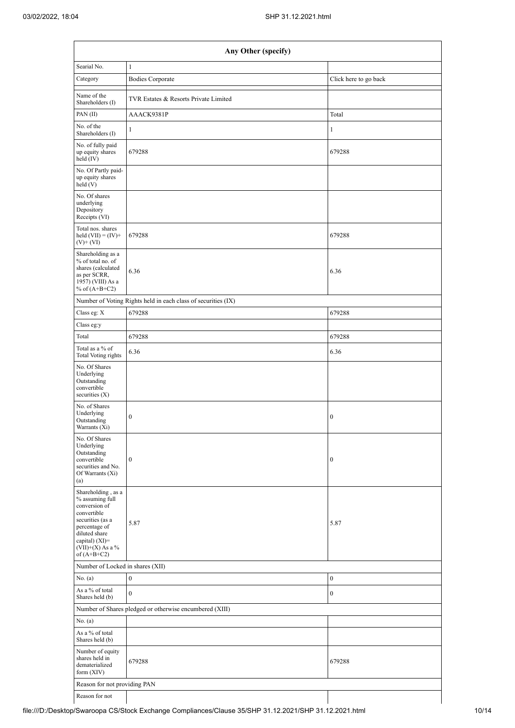| Any Other (specify) | | |
|---|---|---|
| Searial No. | 1 | |
| Category | Bodies Corporate | Click here to go back |
| Name of the Shareholders (I) | TVR Estates & Resorts Private Limited | |
| PAN (II) | AAACK9381P | Total |
| No. of the Shareholders (I) | 1 | 1 |
| No. of fully paid up equity shares held (IV) | 679288 | 679288 |
| No. Of Partly paid-up equity shares held (V) | | |
| No. Of shares underlying Depository Receipts (VI) | | |
| Total nos. shares held (VII) = (IV)+ (V)+ (VI) | 679288 | 679288 |
| Shareholding as a % of total no. of shares (calculated as per SCRR, 1957) (VIII) As a % of (A+B+C2) | 6.36 | 6.36 |
| Number of Voting Rights held in each class of securities (IX) | | |
| Class eg: X | 679288 | 679288 |
| Class eg:y | | |
| Total | 679288 | 679288 |
| Total as a % of Total Voting rights | 6.36 | 6.36 |
| No. Of Shares Underlying Outstanding convertible securities (X) | | |
| No. of Shares Underlying Outstanding Warrants (Xi) | 0 | 0 |
| No. Of Shares Underlying Outstanding convertible securities and No. Of Warrants (Xi) (a) | 0 | 0 |
| Shareholding , as a % assuming full conversion of convertible securities (as a percentage of diluted share capital) (XI)= (VII)+(X) As a % of (A+B+C2) | 5.87 | 5.87 |
| Number of Locked in shares (XII) | | |
| No. (a) | 0 | 0 |
| As a % of total Shares held (b) | 0 | 0 |
| Number of Shares pledged or otherwise encumbered (XIII) | | |
| No. (a) | | |
| As a % of total Shares held (b) | | |
| Number of equity shares held in dematerialized form (XIV) | 679288 | 679288 |
| Reason for not providing PAN | | |
| Reason for not | | |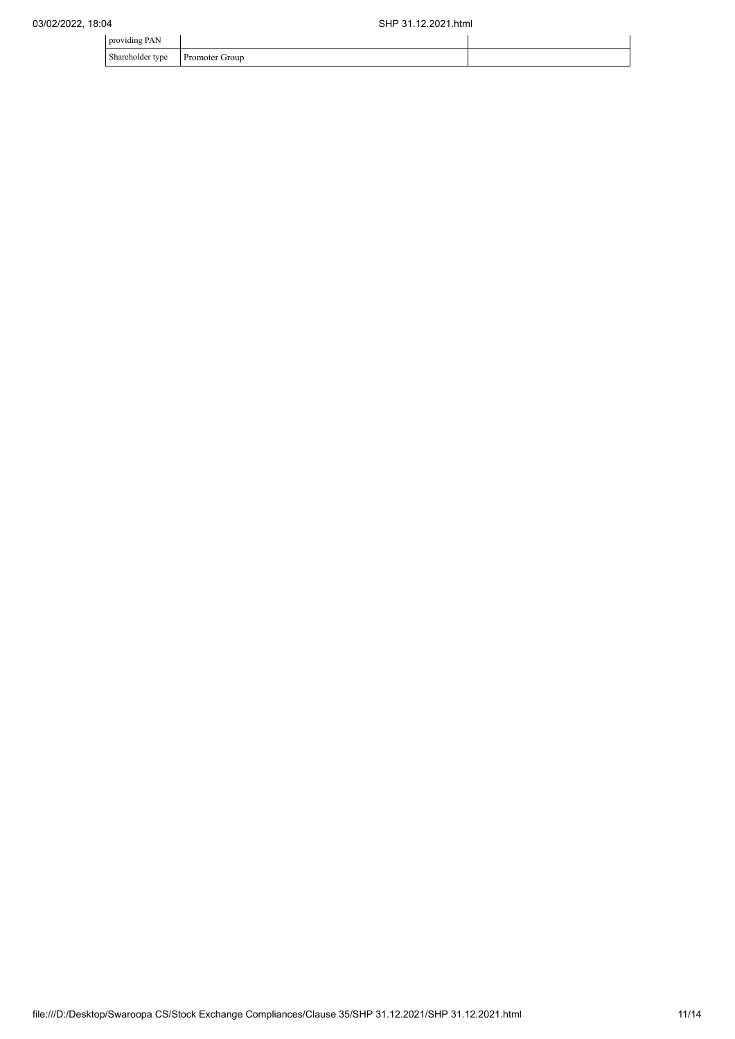| | | |
|---|---|---|
| providing PAN | | |
| Shareholder type | Promoter Group | |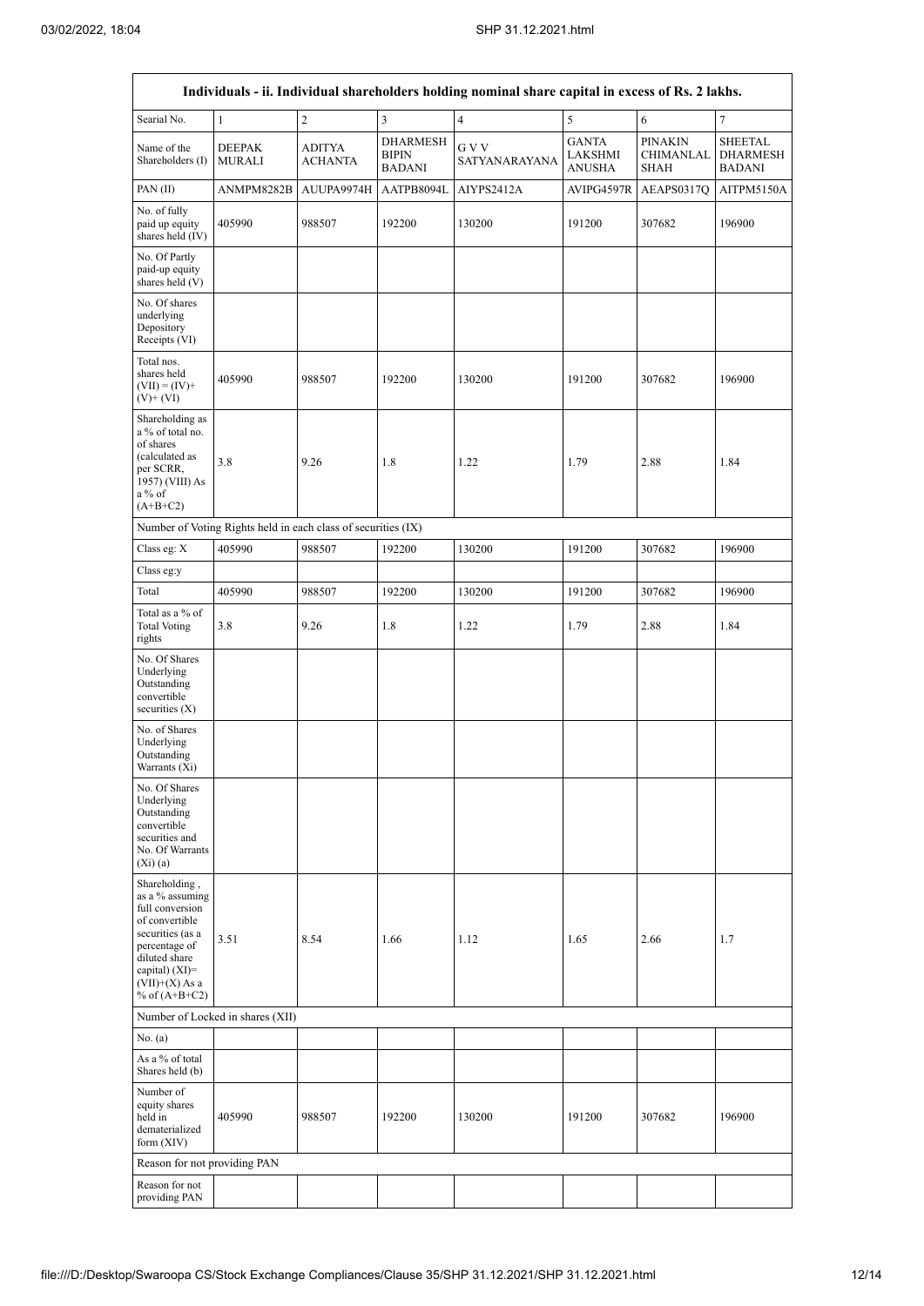| Individuals - ii. Individual shareholders holding nominal share capital in excess of Rs. 2 lakhs. | | | | | | | |
|---|---|---|---|---|---|---|---|
| Searial No. | 1 | 2 | 3 | 4 | 5 | 6 | 7 |
| Name of the Shareholders (I) | DEEPAK MURALI | ADITYA ACHANTA | DHARMESH BIPIN BADANI | G V V SATYANARAYANA | GANTA LAKSHMI ANUSHA | PINAKIN CHIMANLAL SHAH | SHEETAL DHARMESH BADANI |
| PAN (II) | ANMPM8282B | AUUPA9974H | AATPB8094L | AIYPS2412A | AVIPG4597R | AEAPS0317Q | AITPM5150A |
| No. of fully paid up equity shares held (IV) | 405990 | 988507 | 192200 | 130200 | 191200 | 307682 | 196900 |
| No. Of Partly paid-up equity shares held (V) | | | | | | | |
| No. Of shares underlying Depository Receipts (VI) | | | | | | | |
| Total nos. shares held (VII) = (IV)+(V)+ (VI) | 405990 | 988507 | 192200 | 130200 | 191200 | 307682 | 196900 |
| Shareholding as a % of total no. of shares (calculated as per SCRR, 1957) (VIII) As a % of (A+B+C2) | 3.8 | 9.26 | 1.8 | 1.22 | 1.79 | 2.88 | 1.84 |
| Number of Voting Rights held in each class of securities (IX) | | | | | | | |
| Class eg: X | 405990 | 988507 | 192200 | 130200 | 191200 | 307682 | 196900 |
| Class eg:y | | | | | | | |
| Total | 405990 | 988507 | 192200 | 130200 | 191200 | 307682 | 196900 |
| Total as a % of Total Voting rights | 3.8 | 9.26 | 1.8 | 1.22 | 1.79 | 2.88 | 1.84 |
| No. Of Shares Underlying Outstanding convertible securities (X) | | | | | | | |
| No. of Shares Underlying Outstanding Warrants (Xi) | | | | | | | |
| No. Of Shares Underlying Outstanding convertible securities and No. Of Warrants (Xi) (a) | | | | | | | |
| Shareholding , as a % assuming full conversion of convertible securities (as a percentage of diluted share capital) (XI)= (VII)+(X) As a % of (A+B+C2) | 3.51 | 8.54 | 1.66 | 1.12 | 1.65 | 2.66 | 1.7 |
| Number of Locked in shares (XII) | | | | | | | |
| No. (a) | | | | | | | |
| As a % of total Shares held (b) | | | | | | | |
| Number of equity shares held in dematerialized form (XIV) | 405990 | 988507 | 192200 | 130200 | 191200 | 307682 | 196900 |
| Reason for not providing PAN | | | | | | | |
| Reason for not providing PAN | | | | | | | |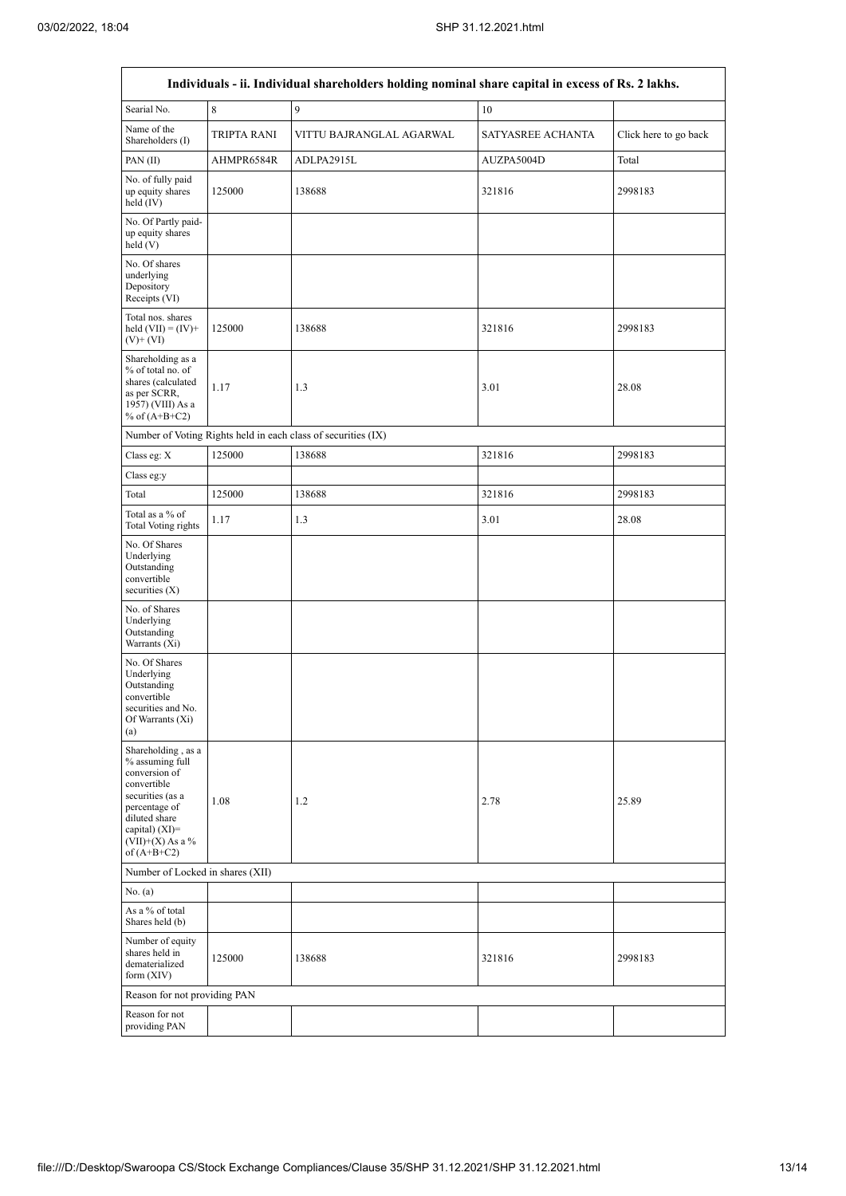| Individuals - ii. Individual shareholders holding nominal share capital in excess of Rs. 2 lakhs. | | | | |
|---|---|---|---|---|
| Searial No. | 8 | 9 | 10 | |
| Name of the Shareholders (I) | TRIPTA RANI | VITTU BAJRANGLAL AGARWAL | SATYASREE ACHANTA | Click here to go back |
| PAN (II) | AHMPR6584R | ADLPA2915L | AUZPA5004D | Total |
| No. of fully paid up equity shares held (IV) | 125000 | 138688 | 321816 | 2998183 |
| No. Of Partly paid-up equity shares held (V) | | | | |
| No. Of shares underlying Depository Receipts (VI) | | | | |
| Total nos. shares held (VII) = (IV)+ (V)+ (VI) | 125000 | 138688 | 321816 | 2998183 |
| Shareholding as a % of total no. of shares (calculated as per SCRR, 1957) (VIII) As a % of (A+B+C2) | 1.17 | 1.3 | 3.01 | 28.08 |
| Number of Voting Rights held in each class of securities (IX) | | | | |
| Class eg: X | 125000 | 138688 | 321816 | 2998183 |
| Class eg:y | | | | |
| Total | 125000 | 138688 | 321816 | 2998183 |
| Total as a % of Total Voting rights | 1.17 | 1.3 | 3.01 | 28.08 |
| No. Of Shares Underlying Outstanding convertible securities (X) | | | | |
| No. of Shares Underlying Outstanding Warrants (Xi) | | | | |
| No. Of Shares Underlying Outstanding convertible securities and No. Of Warrants (Xi) (a) | | | | |
| Shareholding , as a % assuming full conversion of convertible securities (as a percentage of diluted share capital) (XI)= (VII)+(X) As a % of (A+B+C2) | 1.08 | 1.2 | 2.78 | 25.89 |
| Number of Locked in shares (XII) | | | | |
| No. (a) | | | | |
| As a % of total Shares held (b) | | | | |
| Number of equity shares held in dematerialized form (XIV) | 125000 | 138688 | 321816 | 2998183 |
| Reason for not providing PAN | | | | |
| Reason for not providing PAN | | | | |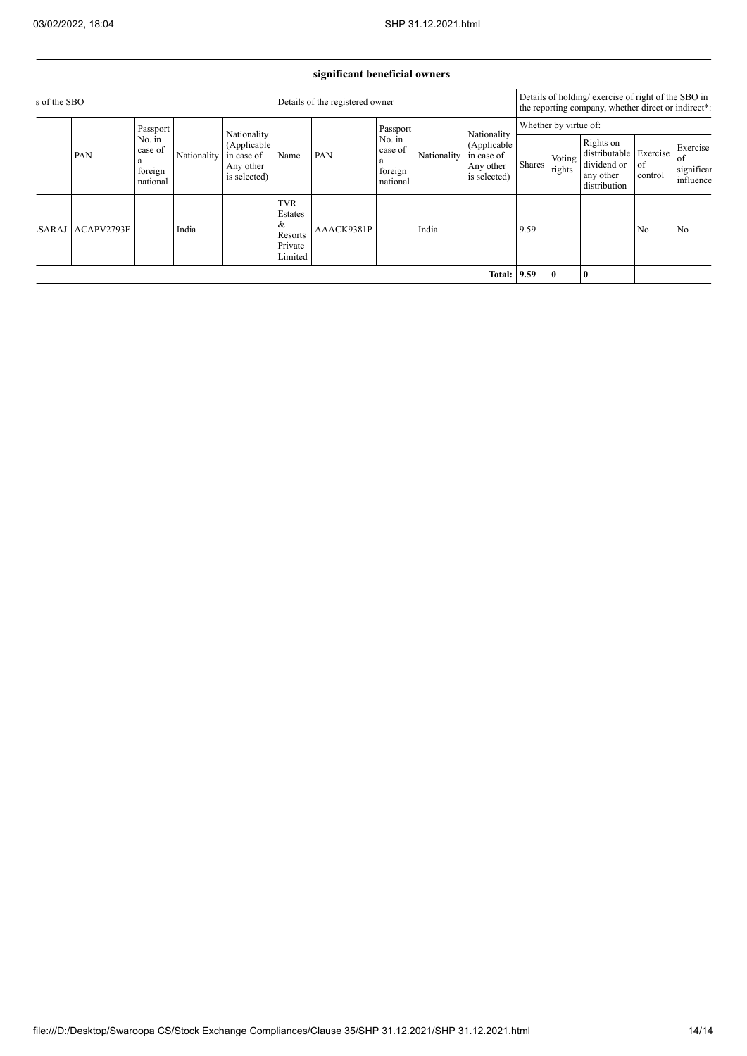## significant beneficial owners

| s of the SBO | | | | | Details of the registered owner | | | | | Details of holding/ exercise of right of the SBO in the reporting company, whether direct or indirect*: | | | | |
|---|---|---|---|---|---|---|---|---|---|---|---|---|---|---|
| | | | | | | | | | | Whether by virtue of: | | | | |
| | PAN | Passport No. in case of a foreign national | Nationality | Nationality (Applicable in case of Any other is selected) | Name | PAN | Passport No. in case of a foreign national | Nationality | Nationality (Applicable in case of Any other is selected) | Shares | Voting rights | Rights on distributable dividend or any other distribution | Exercise of control | Exercise of significar influence |
| LSARAJ | ACAPV2793F | | India | | TVR Estates & Resorts Private Limited | AAACK9381P | | India | | 9.59 | | | No | No |
| | | | | | | | | | Total: | 9.59 | 0 | 0 | | |